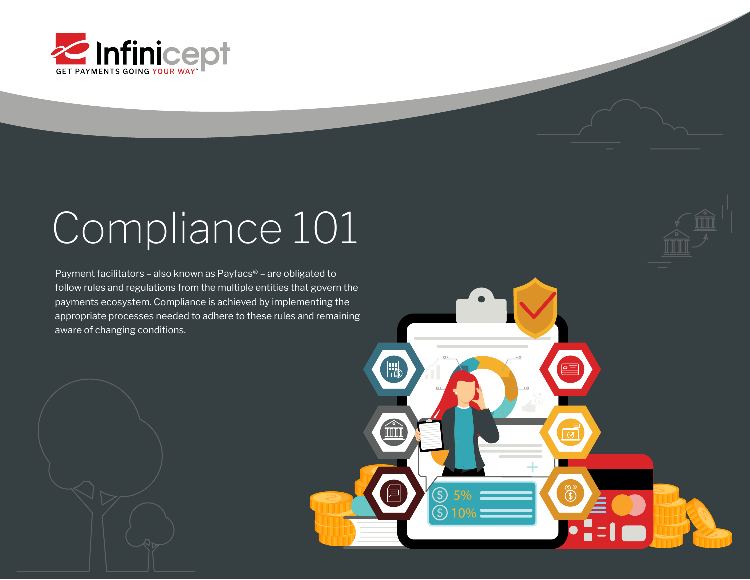Infinicept

GET PAYMENTS GOING YOUR WAY™

# Compliance 101

Payment facilitators – also known as Payfacs® – are obligated to follow rules and regulations from the multiple entities that govern the payments ecosystem. Compliance is achieved by implementing the appropriate processes needed to adhere to these rules and remaining aware of changing conditions.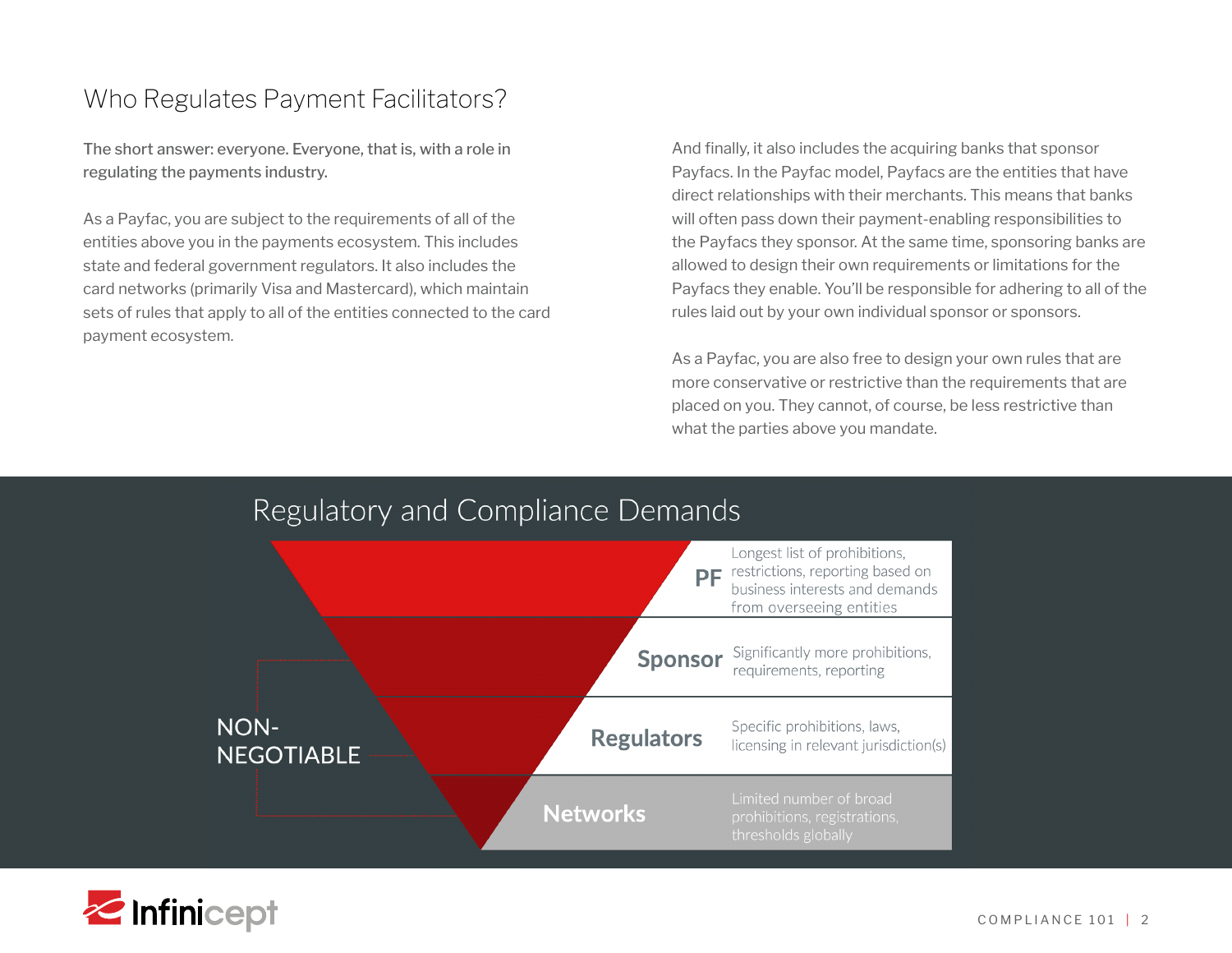## Who Regulates Payment Facilitators?

**The short answer: everyone. Everyone, that is, with a role in regulating the payments industry.**

As a Payfac, you are subject to the requirements of all of the entities above you in the payments ecosystem. This includes state and federal government regulators. It also includes the card networks (primarily Visa and Mastercard), which maintain sets of rules that apply to all of the entities connected to the card payment ecosystem.

And finally, it also includes the acquiring banks that sponsor Payfacs. In the Payfac model, Payfacs are the entities that have direct relationships with their merchants. This means that banks will often pass down their payment-enabling responsibilities to the Payfacs they sponsor. At the same time, sponsoring banks are allowed to design their own requirements or limitations for the Payfacs they enable. You'll be responsible for adhering to all of the rules laid out by your own individual sponsor or sponsors.

As a Payfac, you are also free to design your own rules that are more conservative or restrictive than the requirements that are placed on you. They cannot, of course, be less restrictive than what the parties above you mandate.

### Regulatory and Compliance Demands

| Level | Demands |
| --- | --- |
| PF | Longest list of prohibitions, restrictions, reporting based on business interests and demands from overseeing entities |
| Sponsor | Significantly more prohibitions, requirements, reporting |
| Regulators | Specific prohibitions, laws, licensing in relevant jurisdiction(s) |
| Networks | Limited number of broad prohibitions, registrations, thresholds globally |

NON-NEGOTIABLE (Sponsor, Regulators, Networks)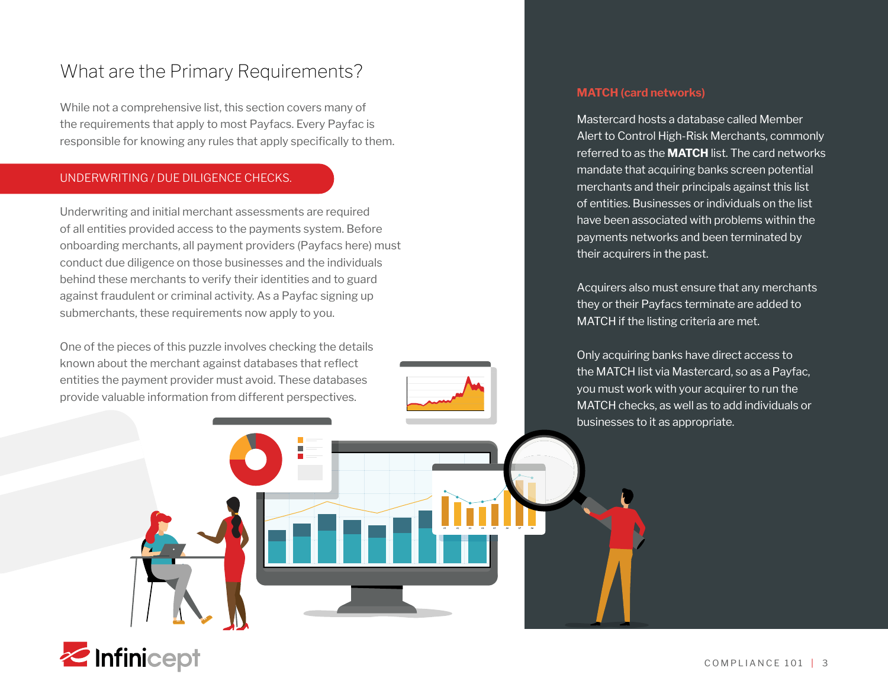## What are the Primary Requirements?

While not a comprehensive list, this section covers many of the requirements that apply to most Payfacs. Every Payfac is responsible for knowing any rules that apply specifically to them.

### UNDERWRITING / DUE DILIGENCE CHECKS.

Underwriting and initial merchant assessments are required of all entities provided access to the payments system. Before onboarding merchants, all payment providers (Payfacs here) must conduct due diligence on those businesses and the individuals behind these merchants to verify their identities and to guard against fraudulent or criminal activity. As a Payfac signing up submerchants, these requirements now apply to you.

One of the pieces of this puzzle involves checking the details known about the merchant against databases that reflect entities the payment provider must avoid. These databases provide valuable information from different perspectives.

#### MATCH (card networks)

Mastercard hosts a database called Member Alert to Control High-Risk Merchants, commonly referred to as the **MATCH** list. The card networks mandate that acquiring banks screen potential merchants and their principals against this list of entities. Businesses or individuals on the list have been associated with problems within the payments networks and been terminated by their acquirers in the past.

Acquirers also must ensure that any merchants they or their Payfacs terminate are added to MATCH if the listing criteria are met.

Only acquiring banks have direct access to the MATCH list via Mastercard, so as a Payfac, you must work with your acquirer to run the MATCH checks, as well as to add individuals or businesses to it as appropriate.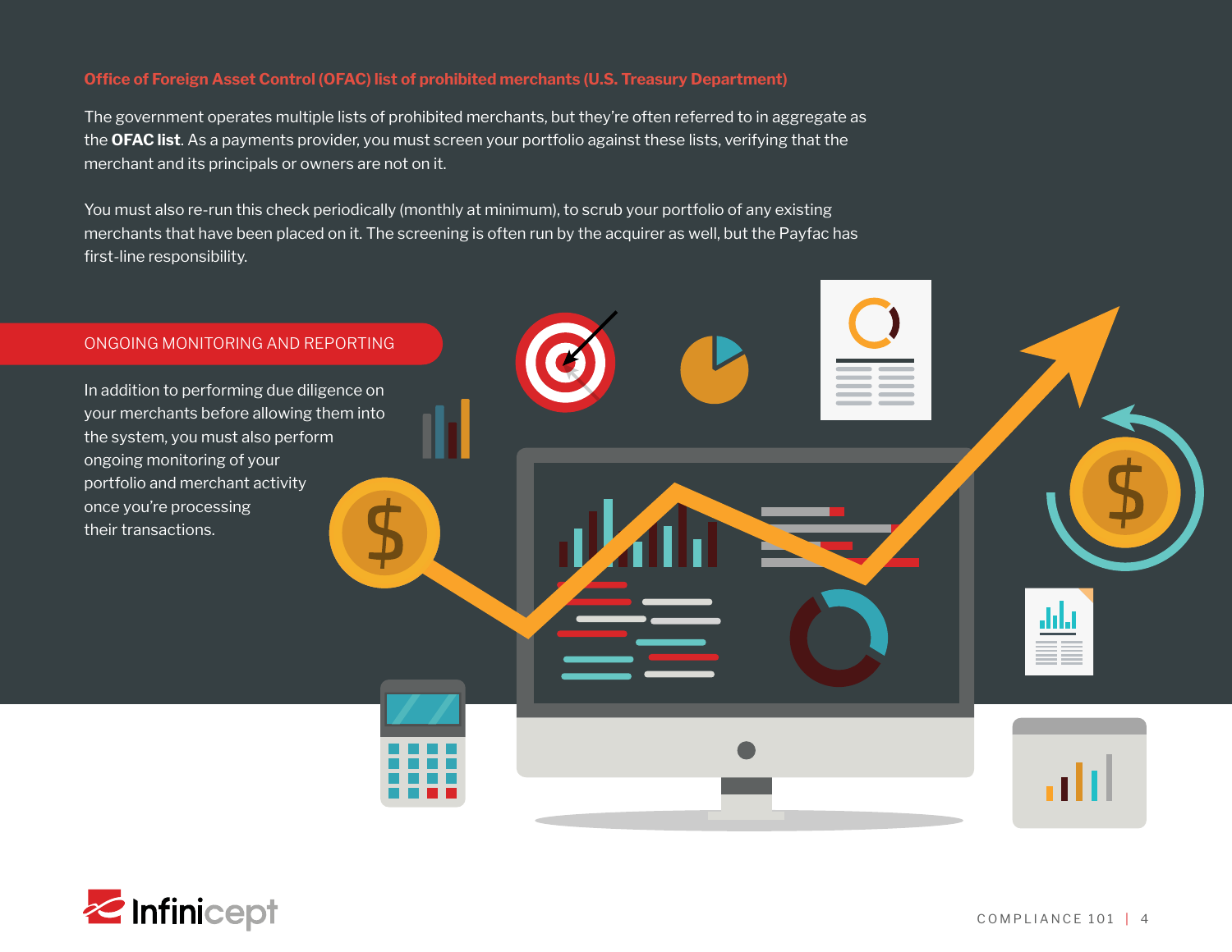### Office of Foreign Asset Control (OFAC) list of prohibited merchants (U.S. Treasury Department)

The government operates multiple lists of prohibited merchants, but they're often referred to in aggregate as the **OFAC list**. As a payments provider, you must screen your portfolio against these lists, verifying that the merchant and its principals or owners are not on it.

You must also re-run this check periodically (monthly at minimum), to scrub your portfolio of any existing merchants that have been placed on it. The screening is often run by the acquirer as well, but the Payfac has first-line responsibility.

## ONGOING MONITORING AND REPORTING

In addition to performing due diligence on your merchants before allowing them into the system, you must also perform ongoing monitoring of your portfolio and merchant activity once you're processing their transactions.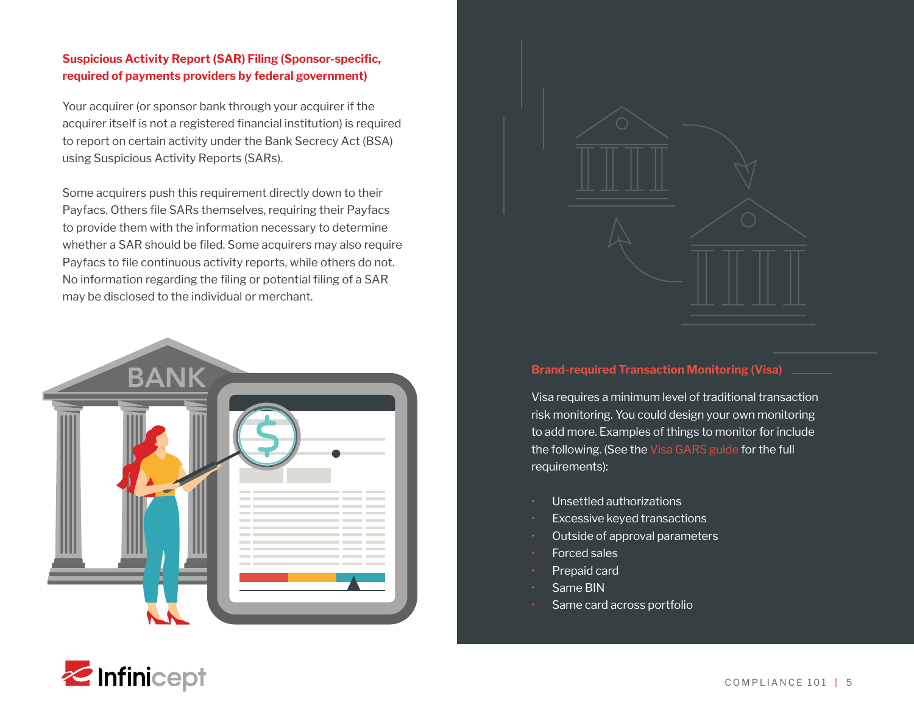## Suspicious Activity Report (SAR) Filing (Sponsor-specific, required of payments providers by federal government)

Your acquirer (or sponsor bank through your acquirer if the acquirer itself is not a registered financial institution) is required to report on certain activity under the Bank Secrecy Act (BSA) using Suspicious Activity Reports (SARs).

Some acquirers push this requirement directly down to their Payfacs. Others file SARs themselves, requiring their Payfacs to provide them with the information necessary to determine whether a SAR should be filed. Some acquirers may also require Payfacs to file continuous activity reports, while others do not. No information regarding the filing or potential filing of a SAR may be disclosed to the individual or merchant.

## Brand-required Transaction Monitoring (Visa)

Visa requires a minimum level of traditional transaction risk monitoring. You could design your own monitoring to add more. Examples of things to monitor for include the following. (See the Visa GARS guide for the full requirements):

- Unsettled authorizations
- Excessive keyed transactions
- Outside of approval parameters
- Forced sales
- Prepaid card
- Same BIN
- Same card across portfolio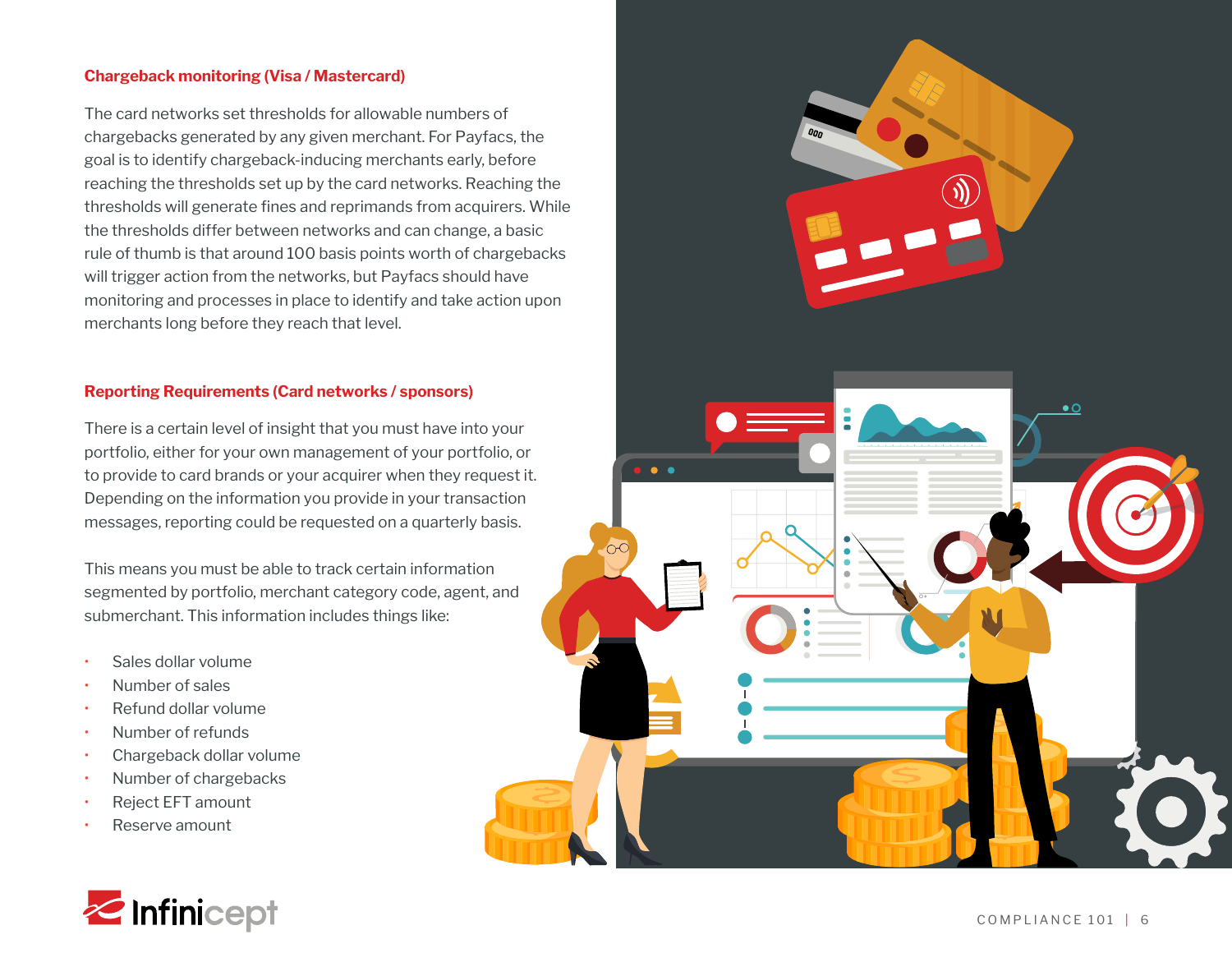### Chargeback monitoring (Visa / Mastercard)

The card networks set thresholds for allowable numbers of chargebacks generated by any given merchant. For Payfacs, the goal is to identify chargeback-inducing merchants early, before reaching the thresholds set up by the card networks. Reaching the thresholds will generate fines and reprimands from acquirers. While the thresholds differ between networks and can change, a basic rule of thumb is that around 100 basis points worth of chargebacks will trigger action from the networks, but Payfacs should have monitoring and processes in place to identify and take action upon merchants long before they reach that level.

### Reporting Requirements (Card networks / sponsors)

There is a certain level of insight that you must have into your portfolio, either for your own management of your portfolio, or to provide to card brands or your acquirer when they request it. Depending on the information you provide in your transaction messages, reporting could be requested on a quarterly basis.

This means you must be able to track certain information segmented by portfolio, merchant category code, agent, and submerchant. This information includes things like:

- Sales dollar volume
- Number of sales
- Refund dollar volume
- Number of refunds
- Chargeback dollar volume
- Number of chargebacks
- Reject EFT amount
- Reserve amount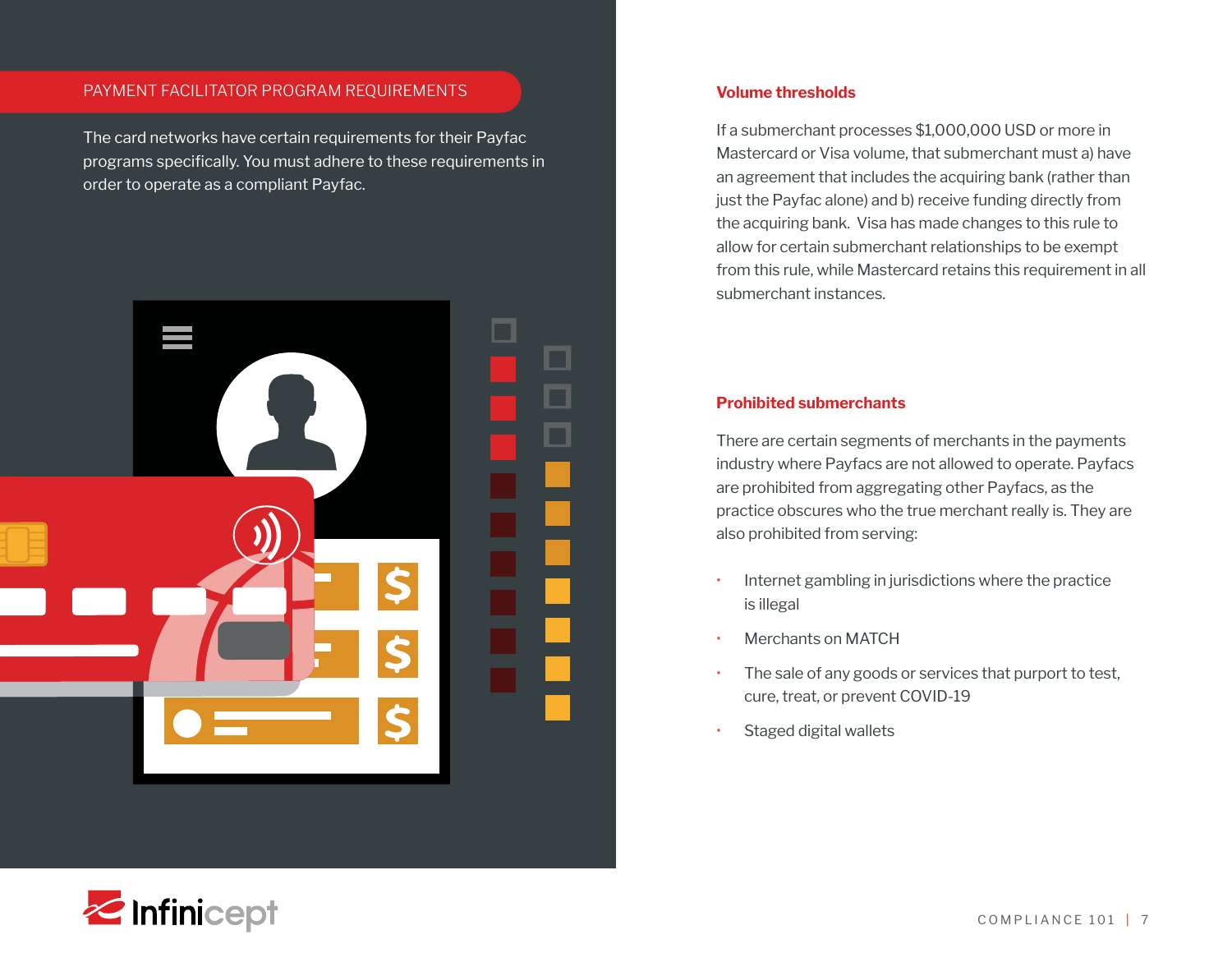## PAYMENT FACILITATOR PROGRAM REQUIREMENTS

The card networks have certain requirements for their Payfac programs specifically. You must adhere to these requirements in order to operate as a compliant Payfac.

### Volume thresholds

If a submerchant processes $1,000,000 USD or more in Mastercard or Visa volume, that submerchant must a) have an agreement that includes the acquiring bank (rather than just the Payfac alone) and b) receive funding directly from the acquiring bank. Visa has made changes to this rule to allow for certain submerchant relationships to be exempt from this rule, while Mastercard retains this requirement in all submerchant instances.

### Prohibited submerchants

There are certain segments of merchants in the payments industry where Payfacs are not allowed to operate. Payfacs are prohibited from aggregating other Payfacs, as the practice obscures who the true merchant really is. They are also prohibited from serving:

- Internet gambling in jurisdictions where the practice is illegal
- Merchants on MATCH
- The sale of any goods or services that purport to test, cure, treat, or prevent COVID-19
- Staged digital wallets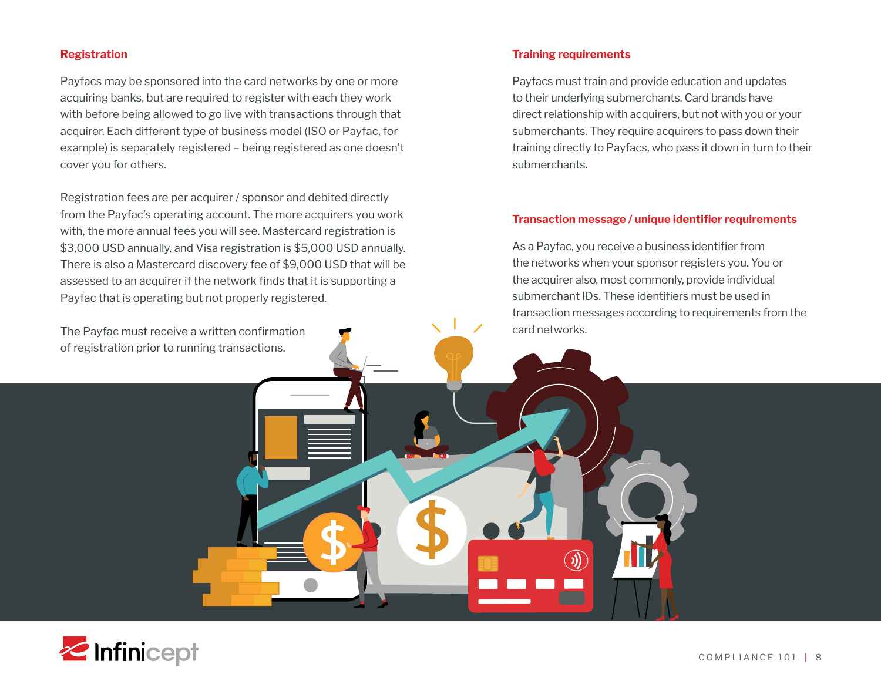## Registration

Payfacs may be sponsored into the card networks by one or more acquiring banks, but are required to register with each they work with before being allowed to go live with transactions through that acquirer. Each different type of business model (ISO or Payfac, for example) is separately registered – being registered as one doesn't cover you for others.

Registration fees are per acquirer / sponsor and debited directly from the Payfac's operating account. The more acquirers you work with, the more annual fees you will see. Mastercard registration is $3,000 USD annually, and Visa registration is $5,000 USD annually. There is also a Mastercard discovery fee of $9,000 USD that will be assessed to an acquirer if the network finds that it is supporting a Payfac that is operating but not properly registered.

The Payfac must receive a written confirmation of registration prior to running transactions.

## Training requirements

Payfacs must train and provide education and updates to their underlying submerchants. Card brands have direct relationship with acquirers, but not with you or your submerchants. They require acquirers to pass down their training directly to Payfacs, who pass it down in turn to their submerchants.

## Transaction message / unique identifier requirements

As a Payfac, you receive a business identifier from the networks when your sponsor registers you. You or the acquirer also, most commonly, provide individual submerchant IDs. These identifiers must be used in transaction messages according to requirements from the card networks.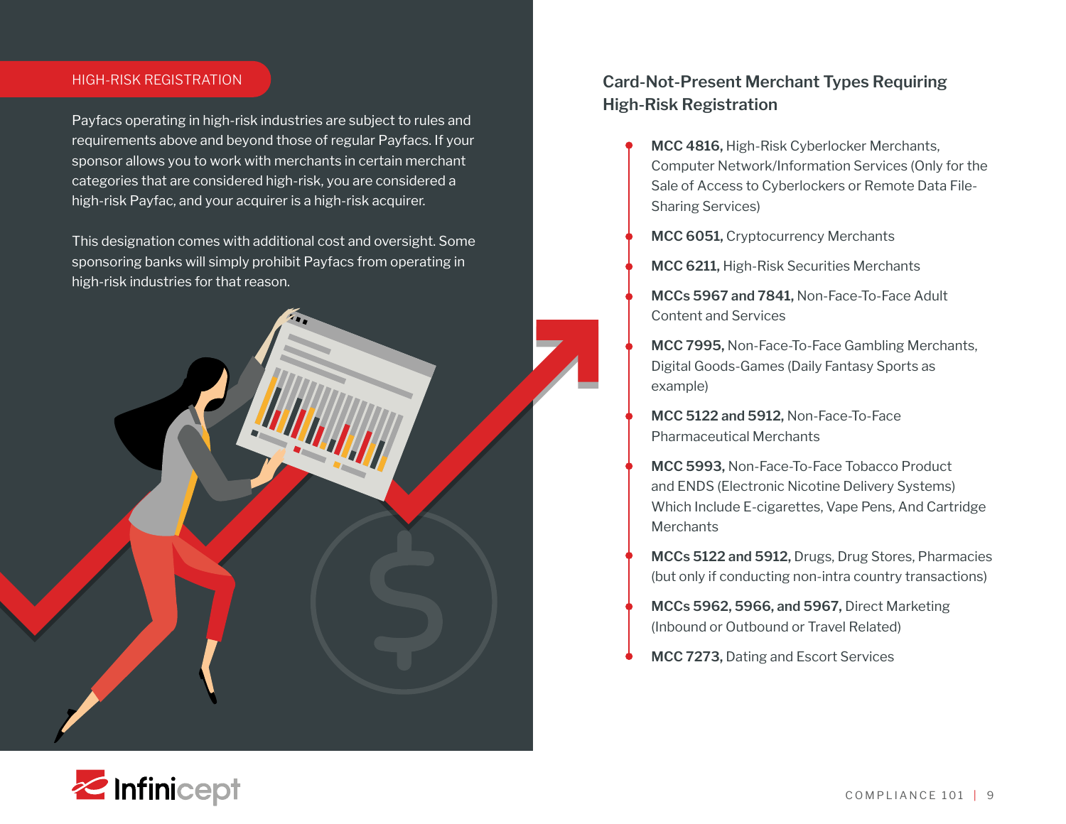## HIGH-RISK REGISTRATION

Payfacs operating in high-risk industries are subject to rules and requirements above and beyond those of regular Payfacs. If your sponsor allows you to work with merchants in certain merchant categories that are considered high-risk, you are considered a high-risk Payfac, and your acquirer is a high-risk acquirer.

This designation comes with additional cost and oversight. Some sponsoring banks will simply prohibit Payfacs from operating in high-risk industries for that reason.

### Card-Not-Present Merchant Types Requiring High-Risk Registration

- **MCC 4816,** High-Risk Cyberlocker Merchants, Computer Network/Information Services (Only for the Sale of Access to Cyberlockers or Remote Data File-Sharing Services)
- **MCC 6051,** Cryptocurrency Merchants
- **MCC 6211,** High-Risk Securities Merchants
- **MCCs 5967 and 7841,** Non-Face-To-Face Adult Content and Services
- **MCC 7995,** Non-Face-To-Face Gambling Merchants, Digital Goods-Games (Daily Fantasy Sports as example)
- **MCC 5122 and 5912,** Non-Face-To-Face Pharmaceutical Merchants
- **MCC 5993,** Non-Face-To-Face Tobacco Product and ENDS (Electronic Nicotine Delivery Systems) Which Include E-cigarettes, Vape Pens, And Cartridge Merchants
- **MCCs 5122 and 5912,** Drugs, Drug Stores, Pharmacies (but only if conducting non-intra country transactions)
- **MCCs 5962, 5966, and 5967,** Direct Marketing (Inbound or Outbound or Travel Related)
- **MCC 7273,** Dating and Escort Services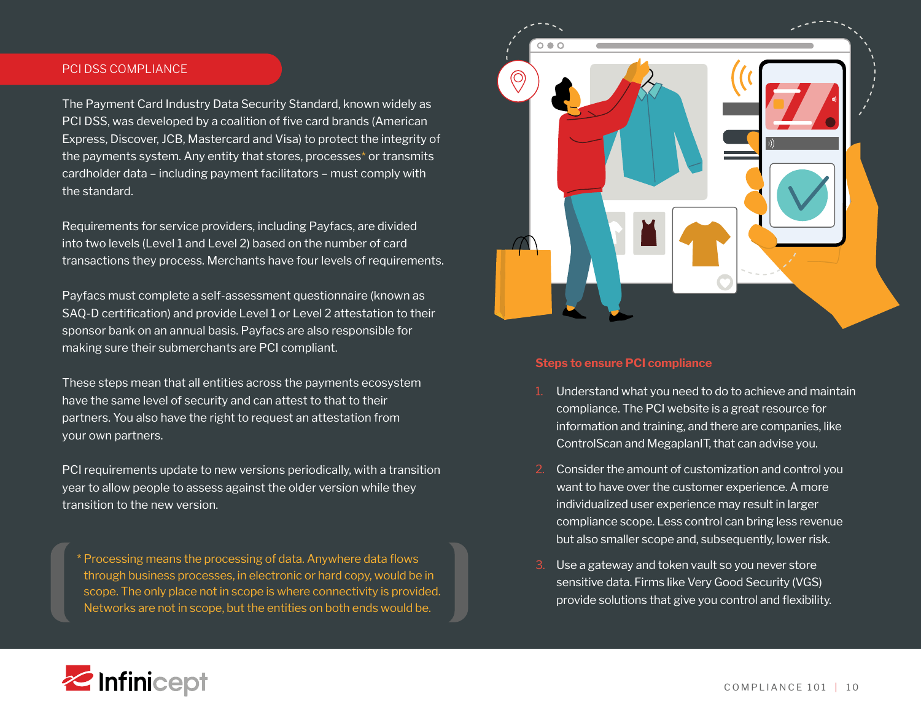## PCI DSS COMPLIANCE

The Payment Card Industry Data Security Standard, known widely as PCI DSS, was developed by a coalition of five card brands (American Express, Discover, JCB, Mastercard and Visa) to protect the integrity of the payments system. Any entity that stores, processes* or transmits cardholder data – including payment facilitators – must comply with the standard.

Requirements for service providers, including Payfacs, are divided into two levels (Level 1 and Level 2) based on the number of card transactions they process. Merchants have four levels of requirements.

Payfacs must complete a self-assessment questionnaire (known as SAQ-D certification) and provide Level 1 or Level 2 attestation to their sponsor bank on an annual basis. Payfacs are also responsible for making sure their submerchants are PCI compliant.

These steps mean that all entities across the payments ecosystem have the same level of security and can attest to that to their partners. You also have the right to request an attestation from your own partners.

PCI requirements update to new versions periodically, with a transition year to allow people to assess against the older version while they transition to the new version.

> * Processing means the processing of data. Anywhere data flows through business processes, in electronic or hard copy, would be in scope. The only place not in scope is where connectivity is provided. Networks are not in scope, but the entities on both ends would be.

### Steps to ensure PCI compliance

1. Understand what you need to do to achieve and maintain compliance. The PCI website is a great resource for information and training, and there are companies, like ControlScan and MegaplanIT, that can advise you.
2. Consider the amount of customization and control you want to have over the customer experience. A more individualized user experience may result in larger compliance scope. Less control can bring less revenue but also smaller scope and, subsequently, lower risk.
3. Use a gateway and token vault so you never store sensitive data. Firms like Very Good Security (VGS) provide solutions that give you control and flexibility.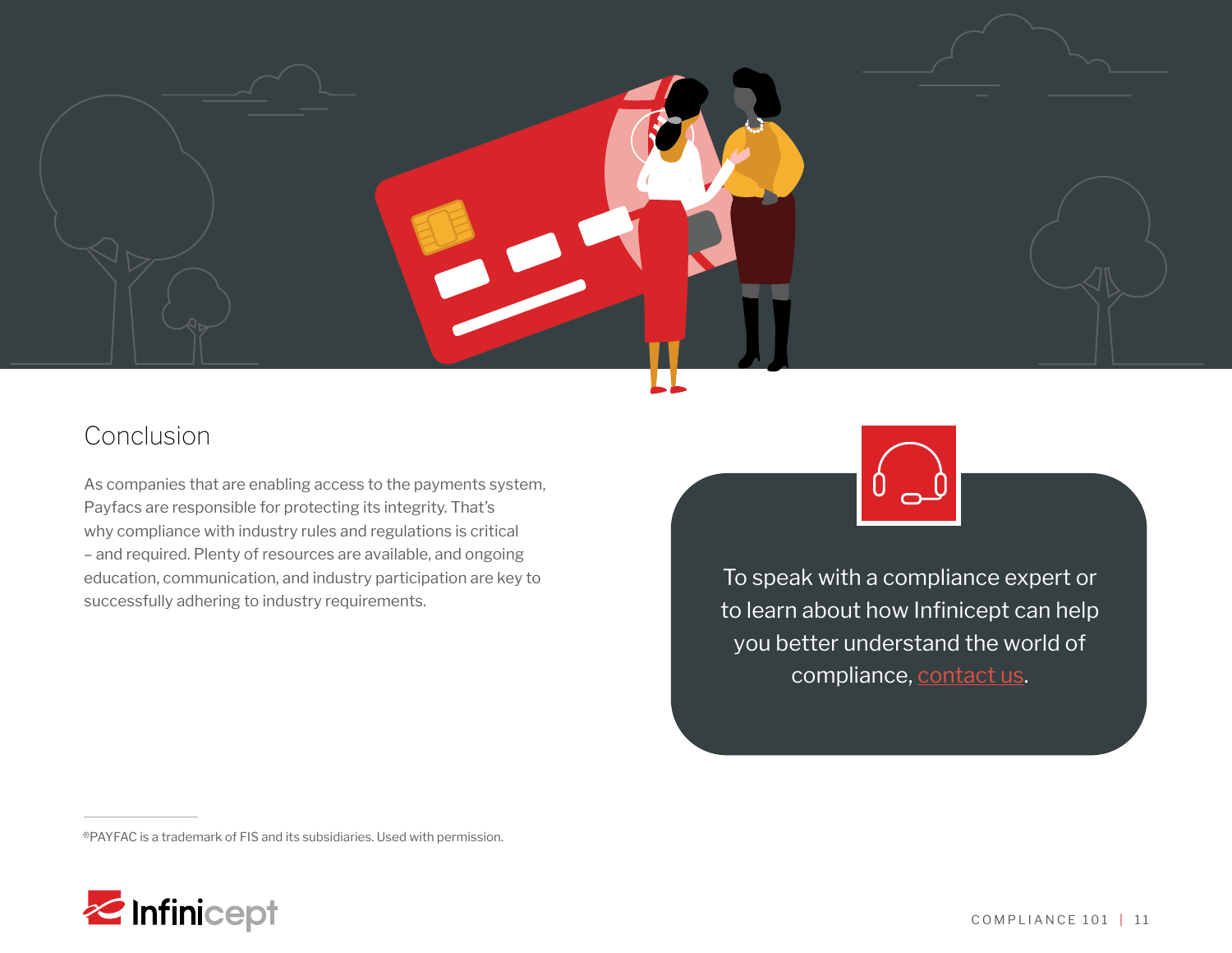## Conclusion

As companies that are enabling access to the payments system, Payfacs are responsible for protecting its integrity. That's why compliance with industry rules and regulations is critical – and required. Plenty of resources are available, and ongoing education, communication, and industry participation are key to successfully adhering to industry requirements.

To speak with a compliance expert or to learn about how Infinicept can help you better understand the world of compliance, contact us.

®PAYFAC is a trademark of FIS and its subsidiaries. Used with permission.